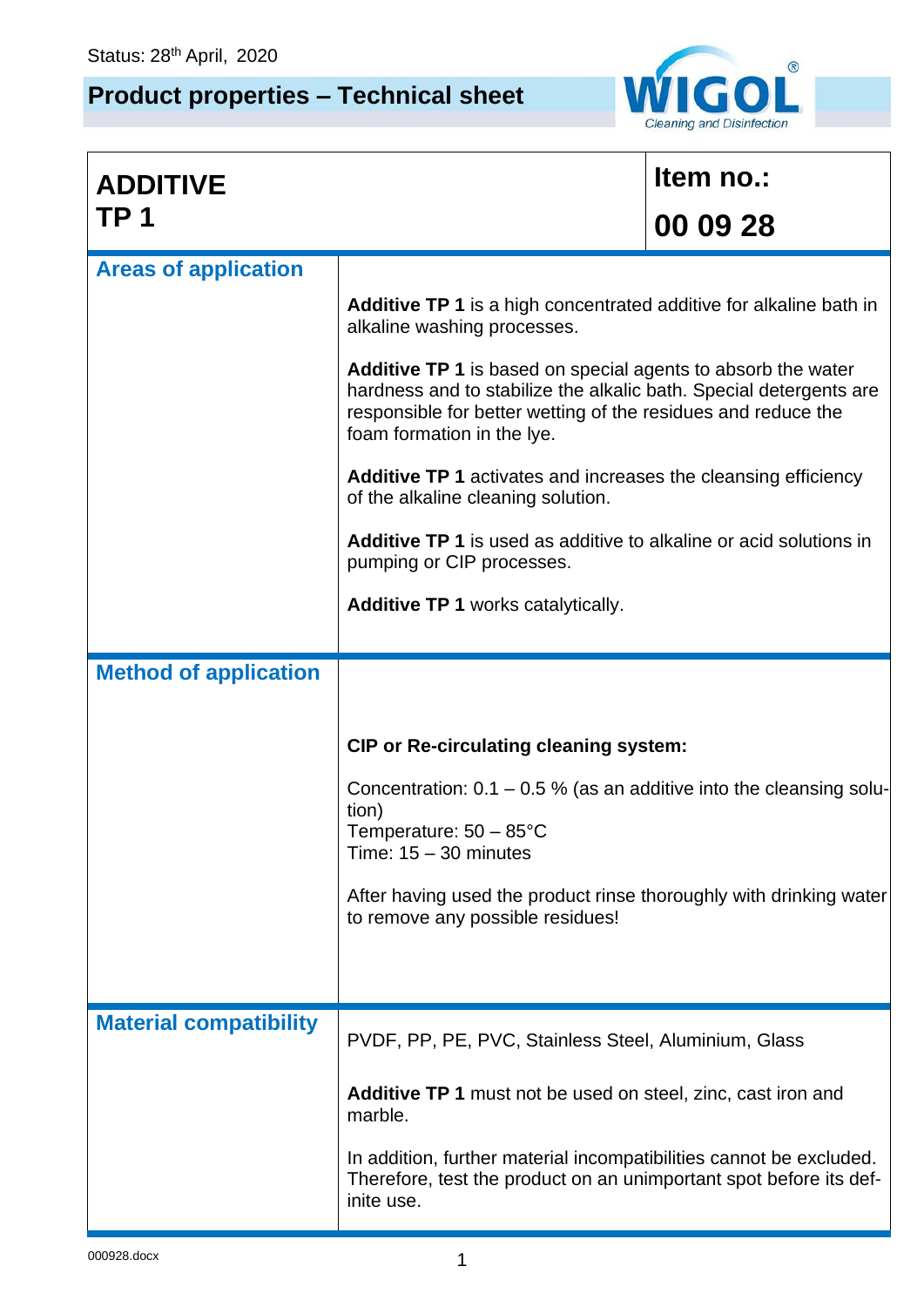Status: 28th April, 2020

# Product properties – Technical sheet

| **ADDITIVE TP 1** | **Item no.: 00 09 28** |
|---|---|

## Areas of application

**Additive TP 1** is a high concentrated additive for alkaline bath in alkaline washing processes.

**Additive TP 1** is based on special agents to absorb the water hardness and to stabilize the alkalic bath. Special detergents are responsible for better wetting of the residues and reduce the foam formation in the lye.

**Additive TP 1** activates and increases the cleansing efficiency of the alkaline cleaning solution.

**Additive TP 1** is used as additive to alkaline or acid solutions in pumping or CIP processes.

**Additive TP 1** works catalytically.

## Method of application

**CIP or Re-circulating cleaning system:**

Concentration: 0.1 – 0.5 % (as an additive into the cleansing solution)
Temperature: 50 – 85°C
Time: 15 – 30 minutes

After having used the product rinse thoroughly with drinking water to remove any possible residues!

## Material compatibility

PVDF, PP, PE, PVC, Stainless Steel, Aluminium, Glass

**Additive TP 1** must not be used on steel, zinc, cast iron and marble.

In addition, further material incompatibilities cannot be excluded. Therefore, test the product on an unimportant spot before its definite use.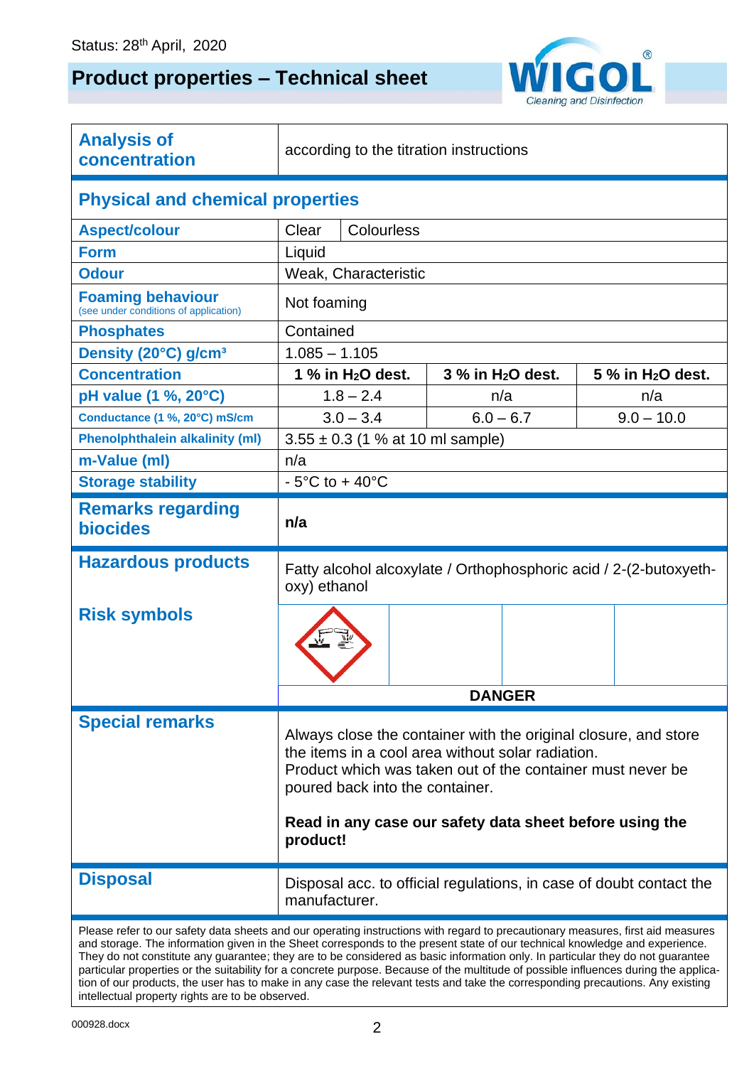Status: 28th April, 2020

# Product properties – Technical sheet

WIGOL® Cleaning and Disinfection

| | | | |
|---|---|---|---|
| **Analysis of concentration** | according to the titration instructions | | |
| **Physical and chemical properties** | | | |
| **Aspect/colour** | Clear | Colourless | |
| **Form** | Liquid | | |
| **Odour** | Weak, Characteristic | | |
| **Foaming behaviour** (see under conditions of application) | Not foaming | | |
| **Phosphates** | Contained | | |
| **Density (20°C) g/cm³** | 1.085 – 1.105 | | |
| **Concentration** | **1 % in $H_2O$ dest.** | **3 % in $H_2O$ dest.** | **5 % in $H_2O$ dest.** |
| **pH value (1 %, 20°C)** | 1.8 – 2.4 | n/a | n/a |
| **Conductance (1 %, 20°C) mS/cm** | 3.0 – 3.4 | 6.0 – 6.7 | 9.0 – 10.0 |
| **Phenolphthalein alkalinity (ml)** | 3.55 ± 0.3 (1 % at 10 ml sample) | | |
| **m-Value (ml)** | n/a | | |
| **Storage stability** | - 5°C to + 40°C | | |
| **Remarks regarding biocides** | **n/a** | | |
| **Hazardous products** | Fatty alcohol alcoxylate / Orthophosphoric acid / 2-(2-butoxyeth-oxy) ethanol | | |
| **Risk symbols** | **DANGER** | | |
| **Special remarks** | Always close the container with the original closure, and store the items in a cool area without solar radiation. Product which was taken out of the container must never be poured back into the container. **Read in any case our safety data sheet before using the product!** | | |
| **Disposal** | Disposal acc. to official regulations, in case of doubt contact the manufacturer. | | |

Please refer to our safety data sheets and our operating instructions with regard to precautionary measures, first aid measures and storage. The information given in the Sheet corresponds to the present state of our technical knowledge and experience. They do not constitute any guarantee; they are to be considered as basic information only. In particular they do not guarantee particular properties or the suitability for a concrete purpose. Because of the multitude of possible influences during the application of our products, the user has to make in any case the relevant tests and take the corresponding precautions. Any existing intellectual property rights are to be observed.

000928.docx